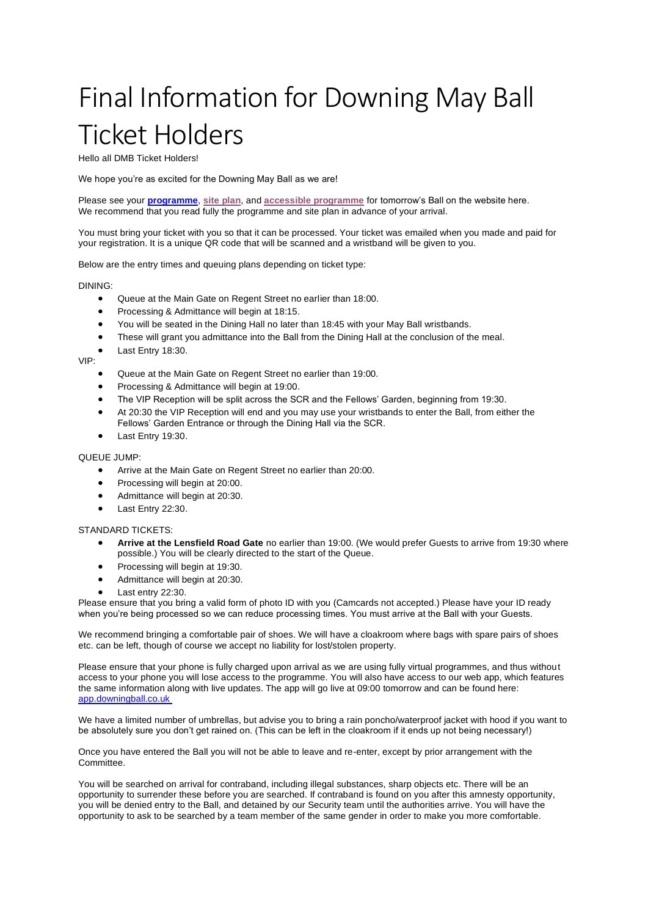# Final Information for Downing May Ball Ticket Holders

Hello all DMB Ticket Holders!

We hope you're as excited for the Downing May Ball as we are!

Please see your **programme**, **site plan**, and **accessible programme** for tomorrow's Ball on the website here. We recommend that you read fully the programme and site plan in advance of your arrival.

You must bring your ticket with you so that it can be processed. Your ticket was emailed when you made and paid for your registration. It is a unique QR code that will be scanned and a wristband will be given to you.

Below are the entry times and queuing plans depending on ticket type:

DINING:

- Queue at the Main Gate on Regent Street no earlier than 18:00.
- Processing & Admittance will begin at 18:15.
- You will be seated in the Dining Hall no later than 18:45 with your May Ball wristbands.
- These will grant you admittance into the Ball from the Dining Hall at the conclusion of the meal.
- Last Entry 18:30.

VIP:

- Queue at the Main Gate on Regent Street no earlier than 19:00.
- Processing & Admittance will begin at 19:00.
- The VIP Reception will be split across the SCR and the Fellows' Garden, beginning from 19:30.
- At 20:30 the VIP Reception will end and you may use your wristbands to enter the Ball, from either the Fellows' Garden Entrance or through the Dining Hall via the SCR.
- Last Entry 19:30.

QUEUE JUMP:

- Arrive at the Main Gate on Regent Street no earlier than 20:00.
- Processing will begin at 20:00.
- Admittance will begin at 20:30.
- Last Entry 22:30.

STANDARD TICKETS:

- **Arrive at the Lensfield Road Gate** no earlier than 19:00. (We would prefer Guests to arrive from 19:30 where possible.) You will be clearly directed to the start of the Queue.
- Processing will begin at 19:30.
- Admittance will begin at 20:30.
- Last entry 22:30.

Please ensure that you bring a valid form of photo ID with you (Camcards not accepted.) Please have your ID ready when you're being processed so we can reduce processing times. You must arrive at the Ball with your Guests.

We recommend bringing a comfortable pair of shoes. We will have a cloakroom where bags with spare pairs of shoes etc. can be left, though of course we accept no liability for lost/stolen property.

Please ensure that your phone is fully charged upon arrival as we are using fully virtual programmes, and thus without access to your phone you will lose access to the programme. You will also have access to our web app, which features the same information along with live updates. The app will go live at 09:00 tomorrow and can be found here: app.downingball.co.uk

We have a limited number of umbrellas, but advise you to bring a rain poncho/waterproof jacket with hood if you want to be absolutely sure you don't get rained on. (This can be left in the cloakroom if it ends up not being necessary!)

Once you have entered the Ball you will not be able to leave and re-enter, except by prior arrangement with the Committee.

You will be searched on arrival for contraband, including illegal substances, sharp objects etc. There will be an opportunity to surrender these before you are searched. If contraband is found on you after this amnesty opportunity, you will be denied entry to the Ball, and detained by our Security team until the authorities arrive. You will have the opportunity to ask to be searched by a team member of the same gender in order to make you more comfortable.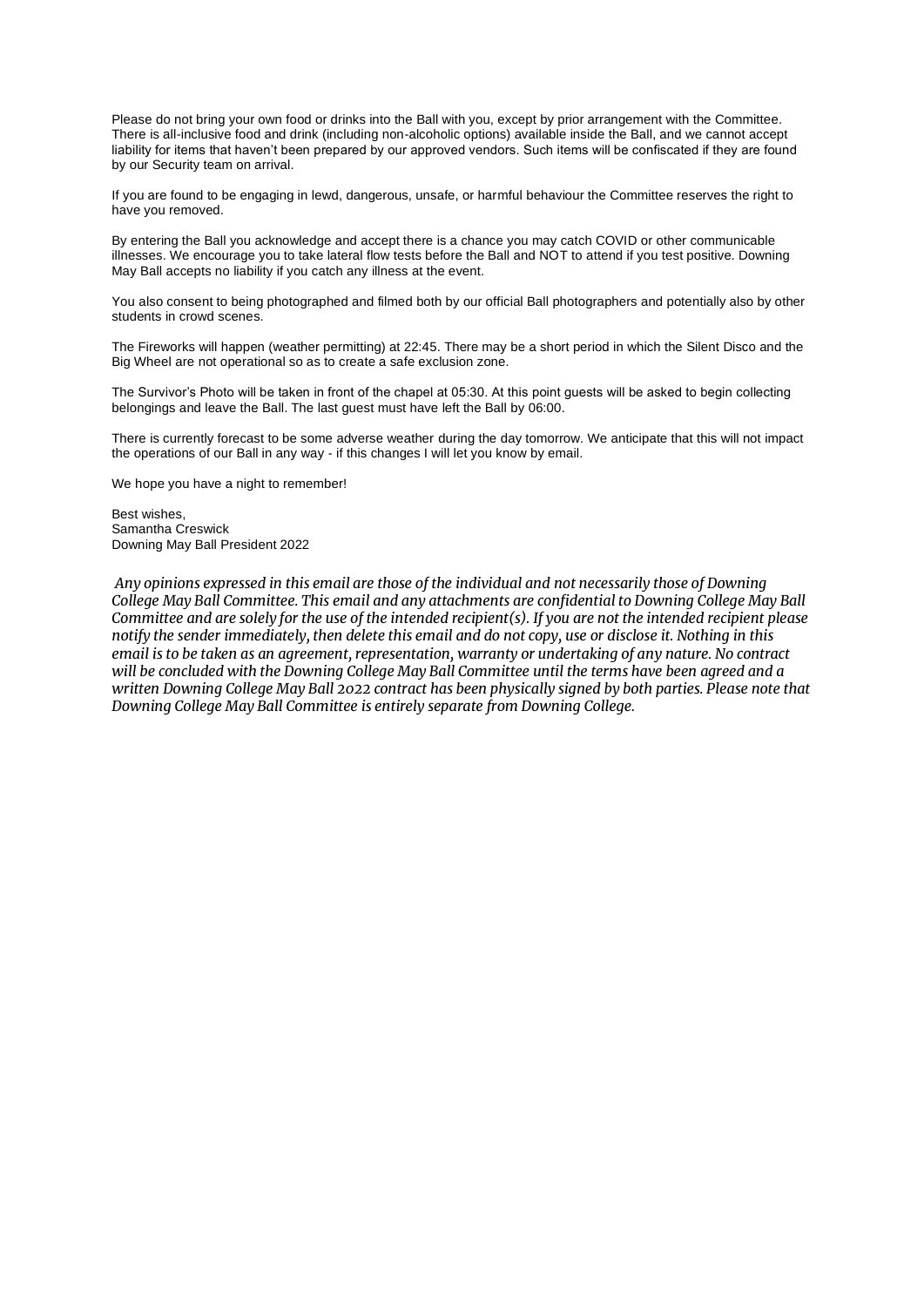Please do not bring your own food or drinks into the Ball with you, except by prior arrangement with the Committee. There is all-inclusive food and drink (including non-alcoholic options) available inside the Ball, and we cannot accept liability for items that haven't been prepared by our approved vendors. Such items will be confiscated if they are found by our Security team on arrival.

If you are found to be engaging in lewd, dangerous, unsafe, or harmful behaviour the Committee reserves the right to have you removed.

By entering the Ball you acknowledge and accept there is a chance you may catch COVID or other communicable illnesses. We encourage you to take lateral flow tests before the Ball and NOT to attend if you test positive. Downing May Ball accepts no liability if you catch any illness at the event.

You also consent to being photographed and filmed both by our official Ball photographers and potentially also by other students in crowd scenes.

The Fireworks will happen (weather permitting) at 22:45. There may be a short period in which the Silent Disco and the Big Wheel are not operational so as to create a safe exclusion zone.

The Survivor's Photo will be taken in front of the chapel at 05:30. At this point guests will be asked to begin collecting belongings and leave the Ball. The last guest must have left the Ball by 06:00.

There is currently forecast to be some adverse weather during the day tomorrow. We anticipate that this will not impact the operations of our Ball in any way - if this changes I will let you know by email.

We hope you have a night to remember!

Best wishes,
Samantha Creswick
Downing May Ball President 2022

*Any opinions expressed in this email are those of the individual and not necessarily those of Downing College May Ball Committee. This email and any attachments are confidential to Downing College May Ball Committee and are solely for the use of the intended recipient(s). If you are not the intended recipient please notify the sender immediately, then delete this email and do not copy, use or disclose it. Nothing in this email is to be taken as an agreement, representation, warranty or undertaking of any nature. No contract will be concluded with the Downing College May Ball Committee until the terms have been agreed and a written Downing College May Ball 2022 contract has been physically signed by both parties. Please note that Downing College May Ball Committee is entirely separate from Downing College.*